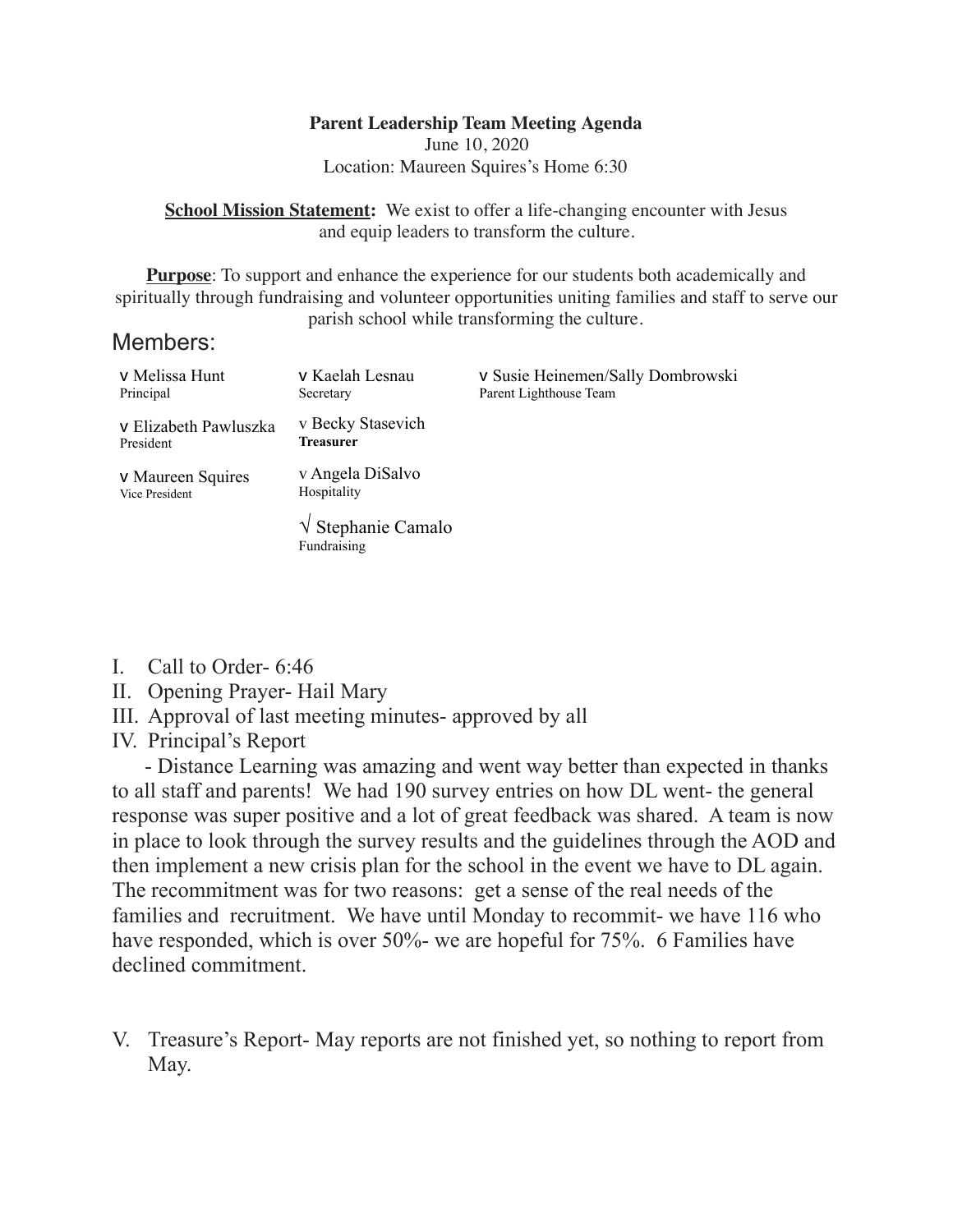**Parent Leadership Team Meeting Agenda**

June 10, 2020

Location: Maureen Squires's Home 6:30

**School Mission Statement:** We exist to offer a life-changing encounter with Jesus and equip leaders to transform the culture.

**Purpose**: To support and enhance the experience for our students both academically and spiritually through fundraising and volunteer opportunities uniting families and staff to serve our parish school while transforming the culture.

## Members:

| | | |
|---|---|---|
| v Melissa Hunt<br>Principal | v Kaelah Lesnau<br>Secretary | v Susie Heinemen/Sally Dombrowski<br>Parent Lighthouse Team |
| v Elizabeth Pawluszka<br>President | v Becky Stasevich<br>**Treasurer** | |
| v Maureen Squires<br>Vice President | v Angela DiSalvo<br>Hospitality | |
| | √ Stephanie Camalo<br>Fundraising | |

I. Call to Order- 6:46

II. Opening Prayer- Hail Mary

III. Approval of last meeting minutes- approved by all

IV. Principal's Report

- Distance Learning was amazing and went way better than expected in thanks to all staff and parents! We had 190 survey entries on how DL went- the general response was super positive and a lot of great feedback was shared. A team is now in place to look through the survey results and the guidelines through the AOD and then implement a new crisis plan for the school in the event we have to DL again. The recommitment was for two reasons: get a sense of the real needs of the families and recruitment. We have until Monday to recommit- we have 116 who have responded, which is over 50%- we are hopeful for 75%. 6 Families have declined commitment.

V. Treasure's Report- May reports are not finished yet, so nothing to report from May.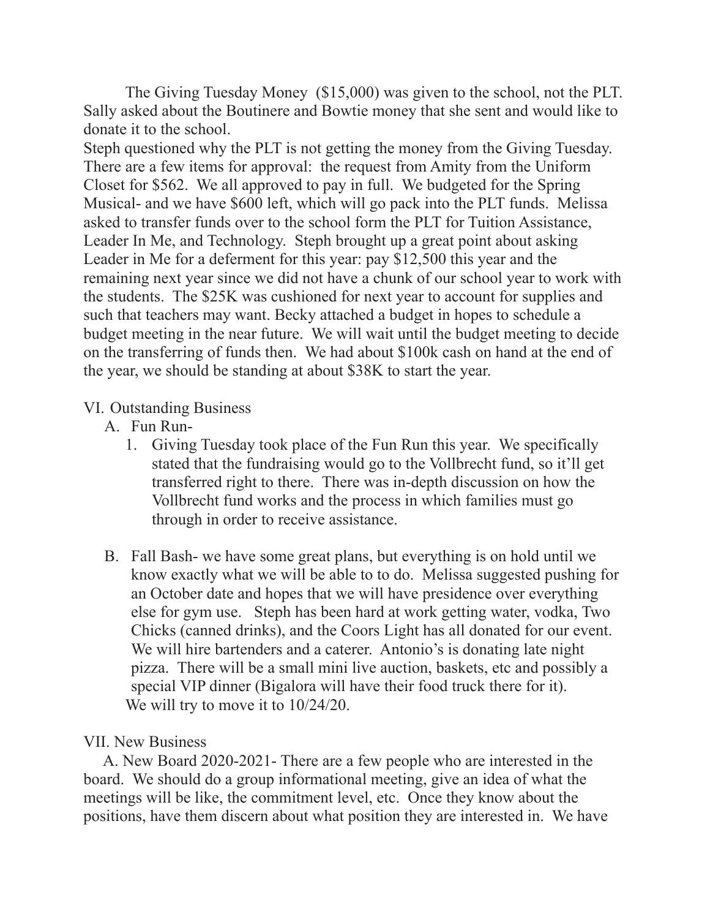The Giving Tuesday Money ($15,000) was given to the school, not the PLT. Sally asked about the Boutinere and Bowtie money that she sent and would like to donate it to the school.

Steph questioned why the PLT is not getting the money from the Giving Tuesday. There are a few items for approval: the request from Amity from the Uniform Closet for $562. We all approved to pay in full. We budgeted for the Spring Musical- and we have $600 left, which will go pack into the PLT funds. Melissa asked to transfer funds over to the school form the PLT for Tuition Assistance, Leader In Me, and Technology. Steph brought up a great point about asking Leader in Me for a deferment for this year: pay $12,500 this year and the remaining next year since we did not have a chunk of our school year to work with the students. The $25K was cushioned for next year to account for supplies and such that teachers may want. Becky attached a budget in hopes to schedule a budget meeting in the near future. We will wait until the budget meeting to decide on the transferring of funds then. We had about $100k cash on hand at the end of the year, we should be standing at about $38K to start the year.

VI. Outstanding Business

A. Fun Run-

1. Giving Tuesday took place of the Fun Run this year. We specifically stated that the fundraising would go to the Vollbrecht fund, so it'll get transferred right to there. There was in-depth discussion on how the Vollbrecht fund works and the process in which families must go through in order to receive assistance.

B. Fall Bash- we have some great plans, but everything is on hold until we know exactly what we will be able to to do. Melissa suggested pushing for an October date and hopes that we will have presidence over everything else for gym use. Steph has been hard at work getting water, vodka, Two Chicks (canned drinks), and the Coors Light has all donated for our event. We will hire bartenders and a caterer. Antonio's is donating late night pizza. There will be a small mini live auction, baskets, etc and possibly a special VIP dinner (Bigalora will have their food truck there for it). We will try to move it to 10/24/20.

VII. New Business

A. New Board 2020-2021- There are a few people who are interested in the board. We should do a group informational meeting, give an idea of what the meetings will be like, the commitment level, etc. Once they know about the positions, have them discern about what position they are interested in. We have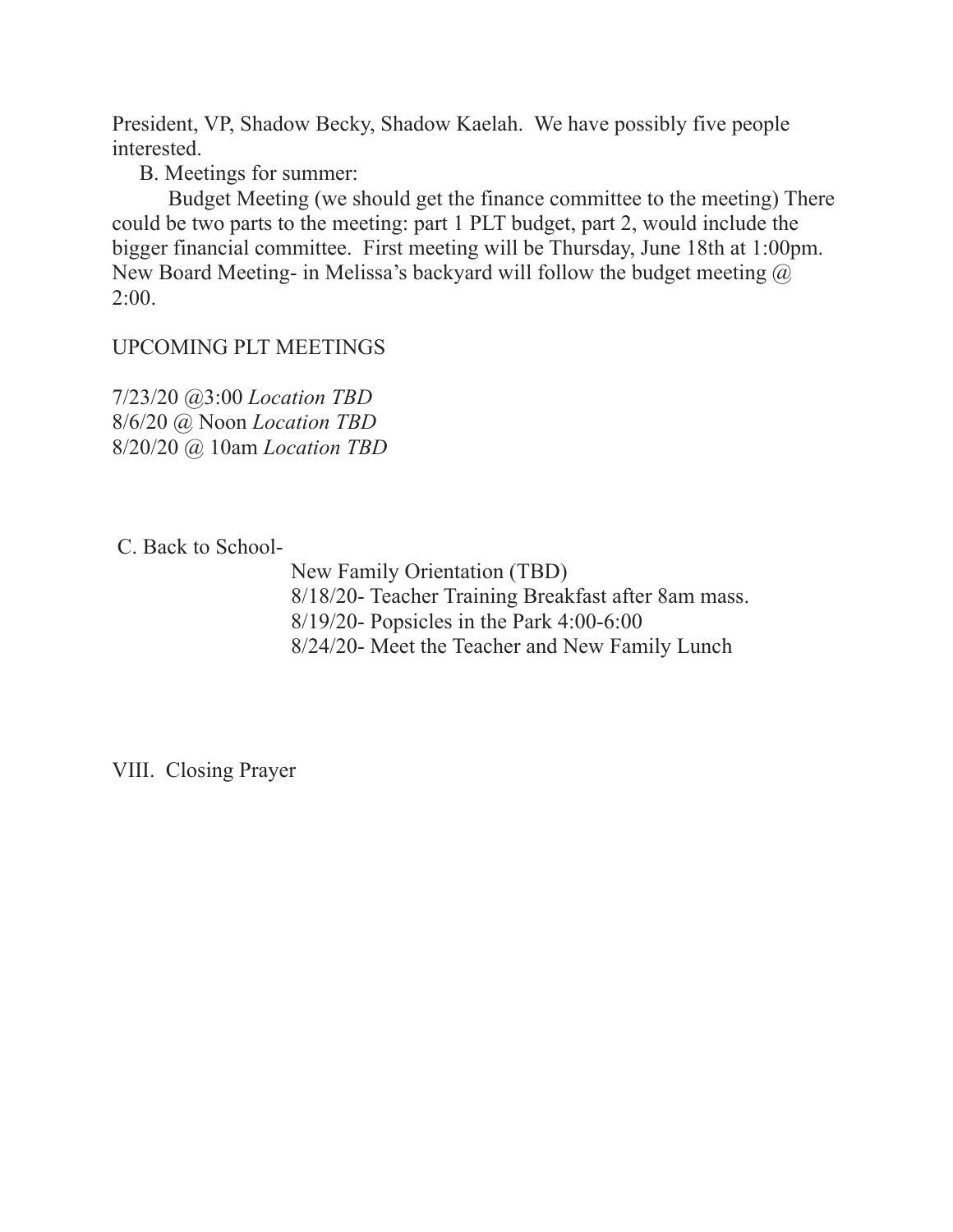President, VP, Shadow Becky, Shadow Kaelah. We have possibly five people interested.

B. Meetings for summer:

Budget Meeting (we should get the finance committee to the meeting) There could be two parts to the meeting: part 1 PLT budget, part 2, would include the bigger financial committee. First meeting will be Thursday, June 18th at 1:00pm. New Board Meeting- in Melissa's backyard will follow the budget meeting @ 2:00.

UPCOMING PLT MEETINGS

7/23/20 @3:00 *Location TBD*
8/6/20 @ Noon *Location TBD*
8/20/20 @ 10am *Location TBD*

C. Back to School-

New Family Orientation (TBD)
8/18/20- Teacher Training Breakfast after 8am mass.
8/19/20- Popsicles in the Park 4:00-6:00
8/24/20- Meet the Teacher and New Family Lunch

VIII. Closing Prayer